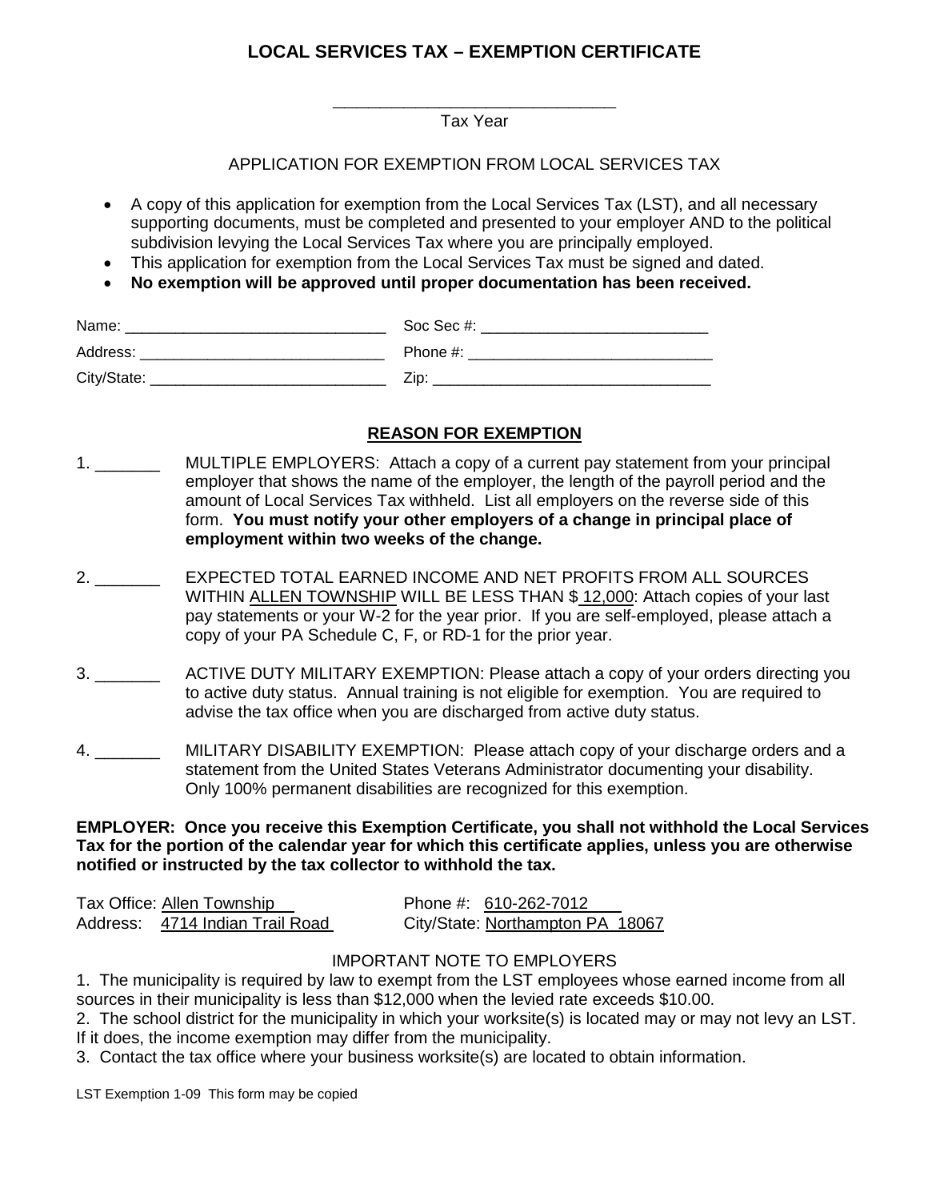# LOCAL SERVICES TAX – EXEMPTION CERTIFICATE

_______________________________

Tax Year

APPLICATION FOR EXEMPTION FROM LOCAL SERVICES TAX

- A copy of this application for exemption from the Local Services Tax (LST), and all necessary supporting documents, must be completed and presented to your employer AND to the political subdivision levying the Local Services Tax where you are principally employed.
- This application for exemption from the Local Services Tax must be signed and dated.
- **No exemption will be approved until proper documentation has been received.**

Name: _______________________________ Soc Sec #: ___________________________

Address: _____________________________ Phone #: _____________________________

City/State: ____________________________ Zip: _________________________________

## REASON FOR EXEMPTION

1. _______ MULTIPLE EMPLOYERS: Attach a copy of a current pay statement from your principal employer that shows the name of the employer, the length of the payroll period and the amount of Local Services Tax withheld. List all employers on the reverse side of this form. **You must notify your other employers of a change in principal place of employment within two weeks of the change.**

2. _______ EXPECTED TOTAL EARNED INCOME AND NET PROFITS FROM ALL SOURCES WITHIN ALLEN TOWNSHIP WILL BE LESS THAN $ 12,000: Attach copies of your last pay statements or your W-2 for the year prior. If you are self-employed, please attach a copy of your PA Schedule C, F, or RD-1 for the prior year.

3. _______ ACTIVE DUTY MILITARY EXEMPTION: Please attach a copy of your orders directing you to active duty status. Annual training is not eligible for exemption. You are required to advise the tax office when you are discharged from active duty status.

4. _______ MILITARY DISABILITY EXEMPTION: Please attach copy of your discharge orders and a statement from the United States Veterans Administrator documenting your disability. Only 100% permanent disabilities are recognized for this exemption.

**EMPLOYER: Once you receive this Exemption Certificate, you shall not withhold the Local Services Tax for the portion of the calendar year for which this certificate applies, unless you are otherwise notified or instructed by the tax collector to withhold the tax.**

Tax Office: Allen Township Phone #: 610-262-7012

Address: 4714 Indian Trail Road City/State: Northampton PA 18067

IMPORTANT NOTE TO EMPLOYERS

1. The municipality is required by law to exempt from the LST employees whose earned income from all sources in their municipality is less than $12,000 when the levied rate exceeds $10.00.
2. The school district for the municipality in which your worksite(s) is located may or may not levy an LST. If it does, the income exemption may differ from the municipality.
3. Contact the tax office where your business worksite(s) are located to obtain information.

LST Exemption 1-09 This form may be copied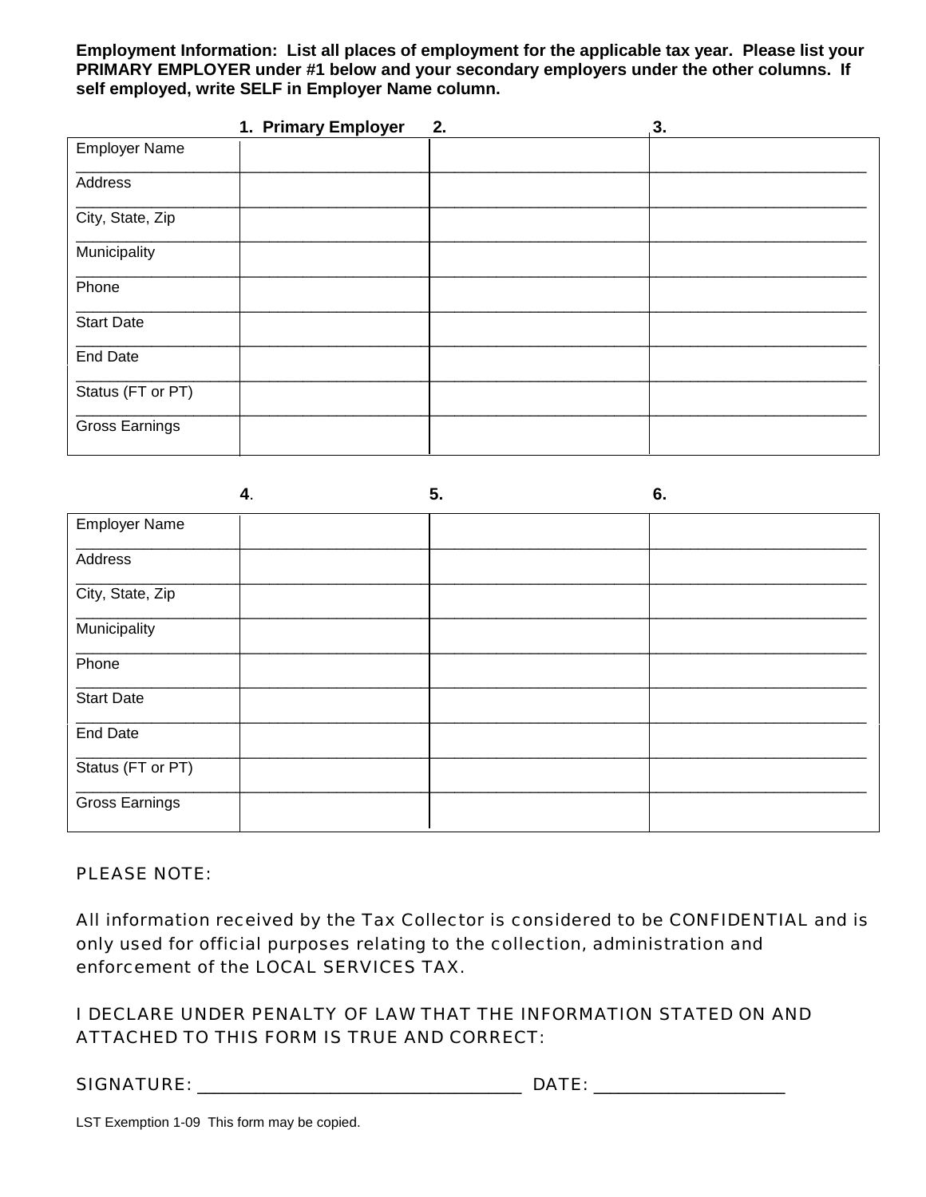**Employment Information: List all places of employment for the applicable tax year. Please list your PRIMARY EMPLOYER under #1 below and your secondary employers under the other columns. If self employed, write SELF in Employer Name column.**

| | **1. Primary Employer** | **2.** | **3.** |
|---|---|---|---|
| Employer Name | | | |
| Address | | | |
| City, State, Zip | | | |
| Municipality | | | |
| Phone | | | |
| Start Date | | | |
| End Date | | | |
| Status (FT or PT) | | | |
| Gross Earnings | | | |

| | **4.** | **5.** | **6.** |
|---|---|---|---|
| Employer Name | | | |
| Address | | | |
| City, State, Zip | | | |
| Municipality | | | |
| Phone | | | |
| Start Date | | | |
| End Date | | | |
| Status (FT or PT) | | | |
| Gross Earnings | | | |

PLEASE NOTE:

All information received by the Tax Collector is considered to be CONFIDENTIAL and is only used for official purposes relating to the collection, administration and enforcement of the LOCAL SERVICES TAX.

I DECLARE UNDER PENALTY OF LAW THAT THE INFORMATION STATED ON AND ATTACHED TO THIS FORM IS TRUE AND CORRECT:

SIGNATURE: ______________________________ DATE: ____________________

LST Exemption 1-09 This form may be copied.